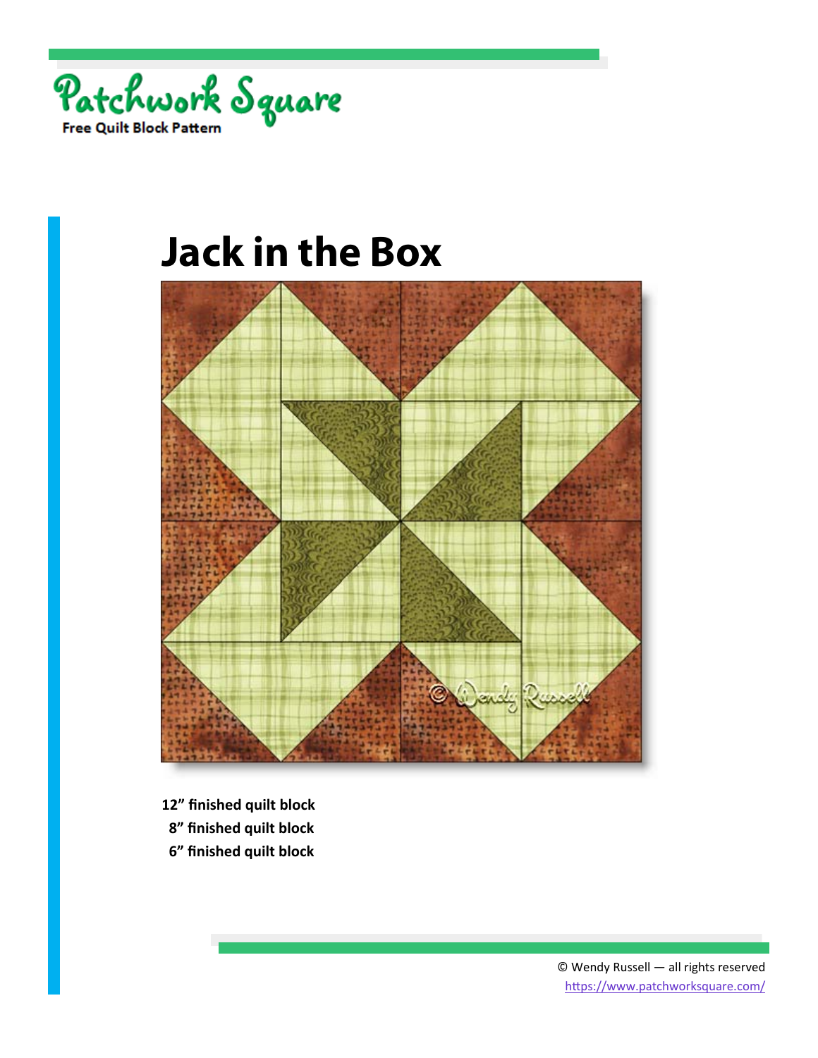Patchwork Square

Free Quilt Block Pattern

# Jack in the Box

**12” finished quilt block**

**8” finished quilt block**

**6” finished quilt block**

© Wendy Russell — all rights reserved

https://www.patchworksquare.com/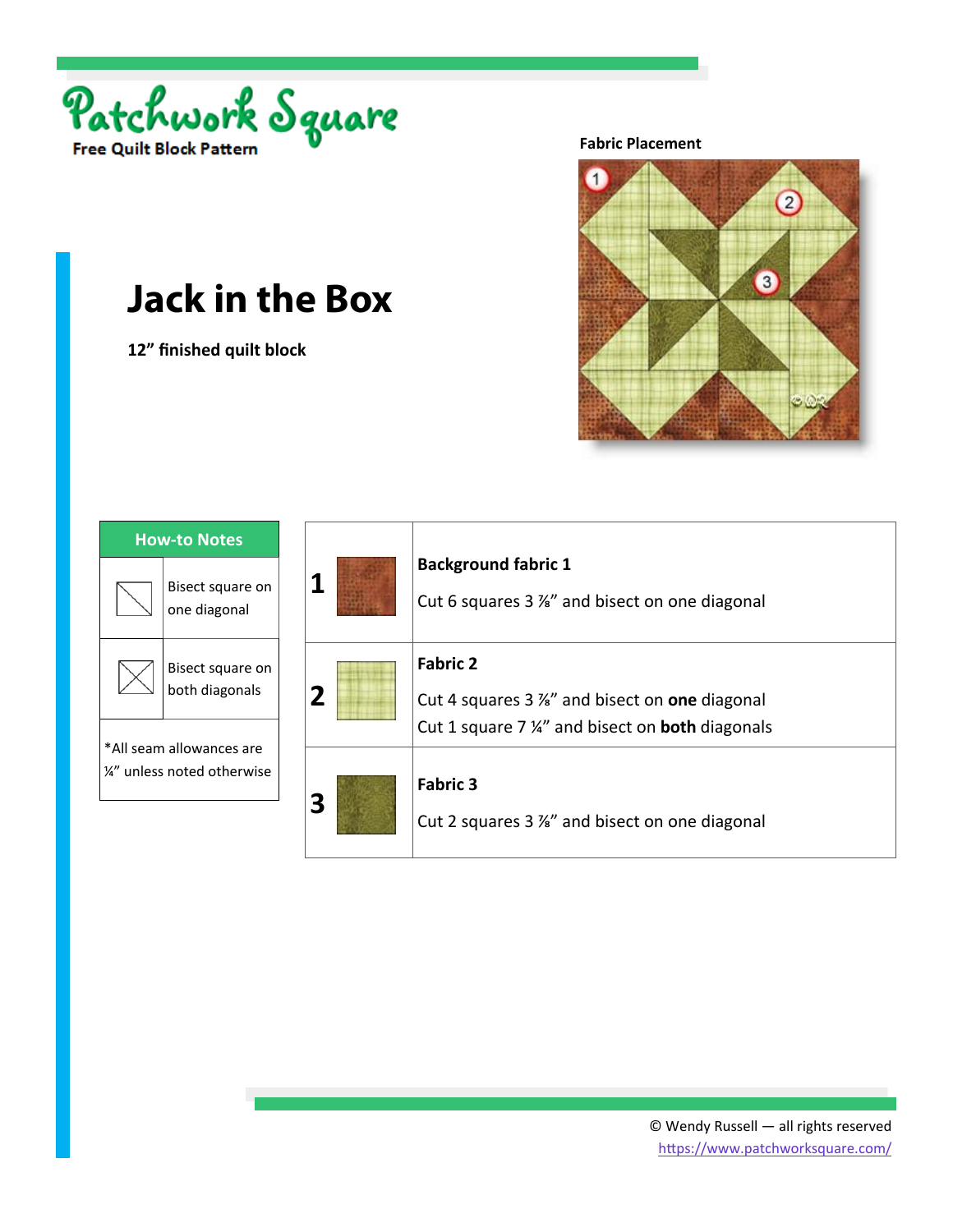Patchwork Square

Free Quilt Block Pattern

# Jack in the Box

**12" finished quilt block**

**Fabric Placement**

| How-to Notes | |
|---|---|
| | Bisect square on one diagonal |
| | Bisect square on both diagonals |
| *All seam allowances are ¼" unless noted otherwise | |

| | |
|---|---|
| **1** | **Background fabric 1**<br>Cut 6 squares 3 ⅞" and bisect on one diagonal |
| **2** | **Fabric 2**<br>Cut 4 squares 3 ⅞" and bisect on **one** diagonal<br>Cut 1 square 7 ¼" and bisect on **both** diagonals |
| **3** | **Fabric 3**<br>Cut 2 squares 3 ⅞" and bisect on one diagonal |

© Wendy Russell — all rights reserved
https://www.patchworksquare.com/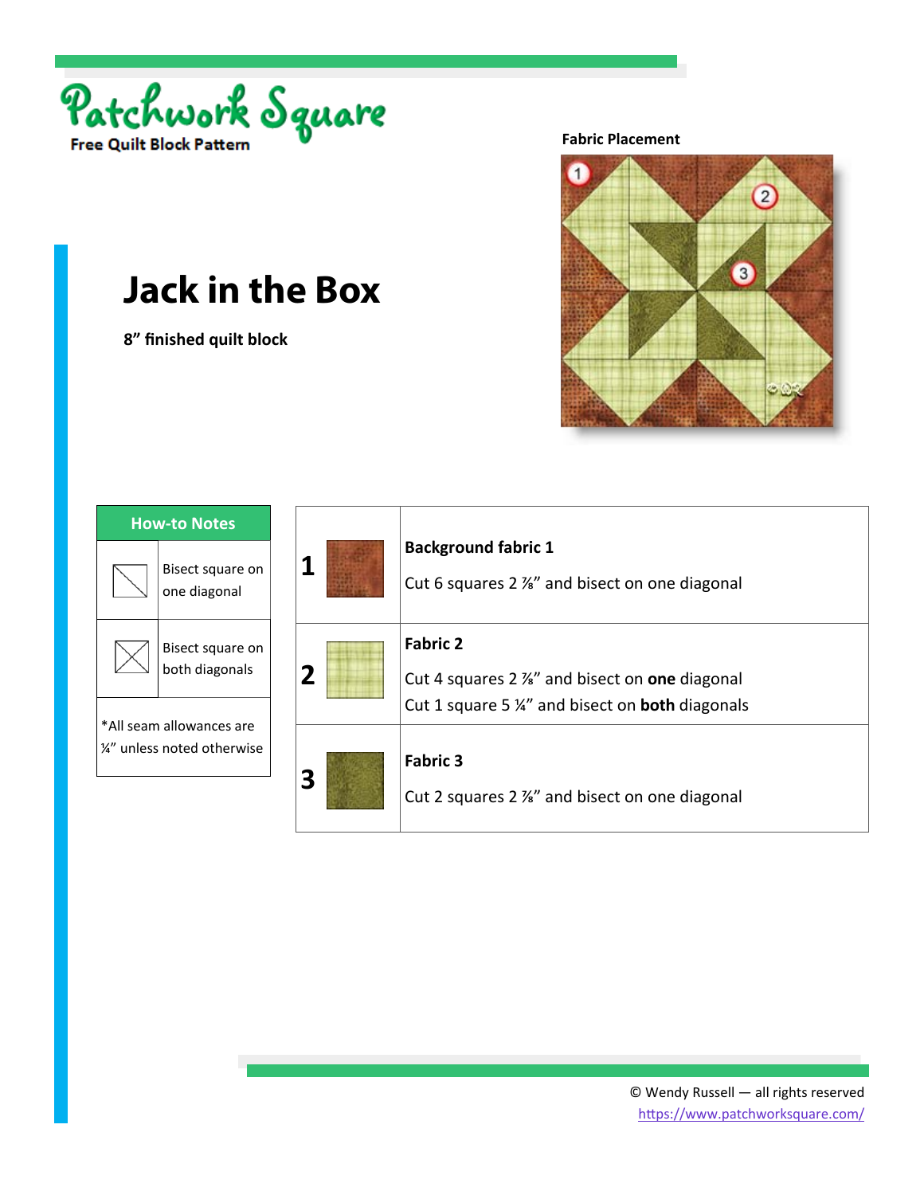Patchwork Square

Free Quilt Block Pattern

# Jack in the Box

**8” finished quilt block**

**Fabric Placement**

| How-to Notes | |
|---|---|
| | Bisect square on one diagonal |
| | Bisect square on both diagonals |
| *All seam allowances are ¼” unless noted otherwise | |

| | |
|---|---|
| **1** | **Background fabric 1**<br>Cut 6 squares 2 ⅞” and bisect on one diagonal |
| **2** | **Fabric 2**<br>Cut 4 squares 2 ⅞” and bisect on **one** diagonal<br>Cut 1 square 5 ¼” and bisect on **both** diagonals |
| **3** | **Fabric 3**<br>Cut 2 squares 2 ⅞” and bisect on one diagonal |

© Wendy Russell — all rights reserved
https://www.patchworksquare.com/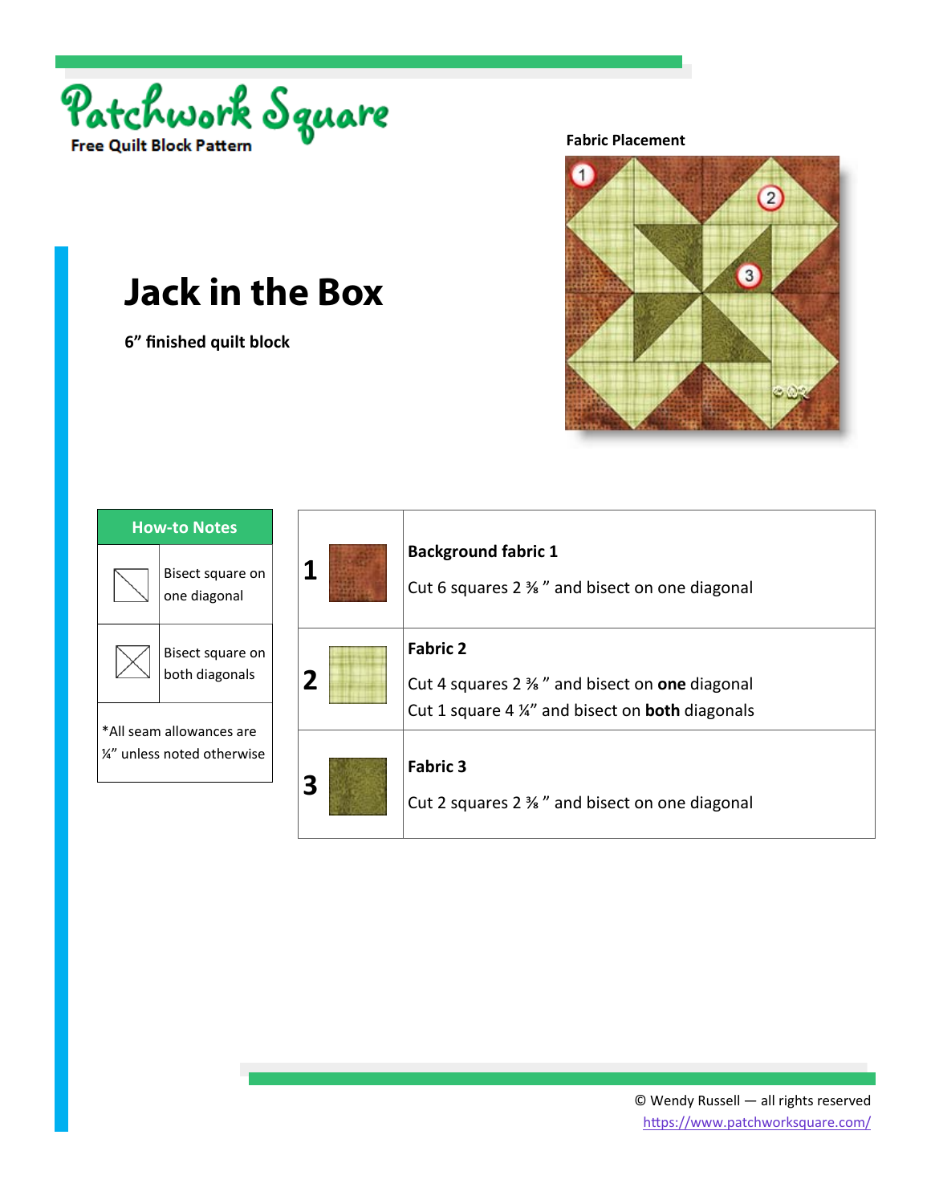Patchwork Square

Free Quilt Block Pattern

# Jack in the Box

**6" finished quilt block**

**Fabric Placement**

| How-to Notes | |
|---|---|
| | Bisect square on one diagonal |
| | Bisect square on both diagonals |
| *All seam allowances are ¼" unless noted otherwise | |

| | |
|---|---|
| 1 | **Background fabric 1**<br>Cut 6 squares 2 ⅜ " and bisect on one diagonal |
| 2 | **Fabric 2**<br>Cut 4 squares 2 ⅜ " and bisect on **one** diagonal<br>Cut 1 square 4 ¼" and bisect on **both** diagonals |
| 3 | **Fabric 3**<br>Cut 2 squares 2 ⅜ " and bisect on one diagonal |

© Wendy Russell — all rights reserved
https://www.patchworksquare.com/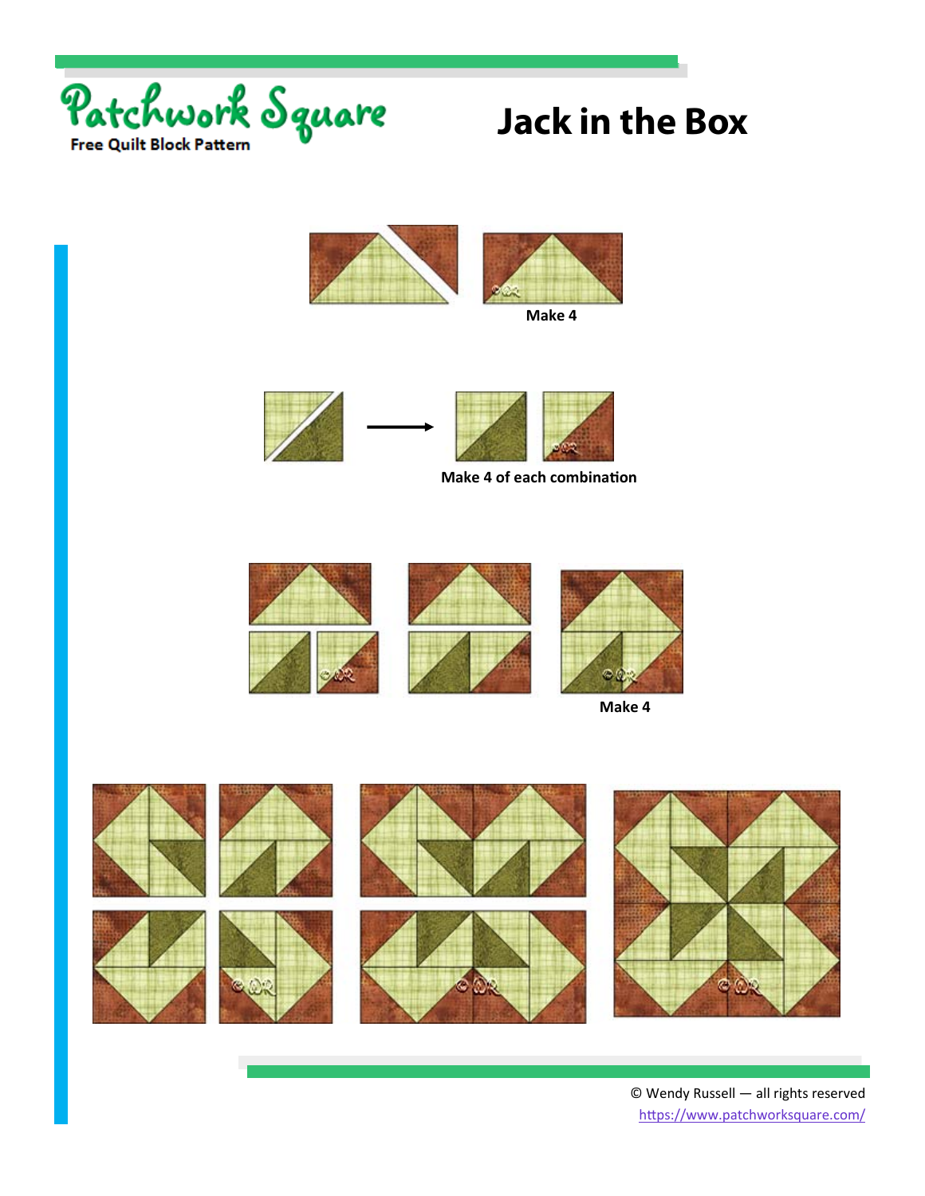# Jack in the Box

Patchwork Square
Free Quilt Block Pattern

Make 4

Make 4 of each combination

Make 4

© Wendy Russell — all rights reserved
https://www.patchworksquare.com/